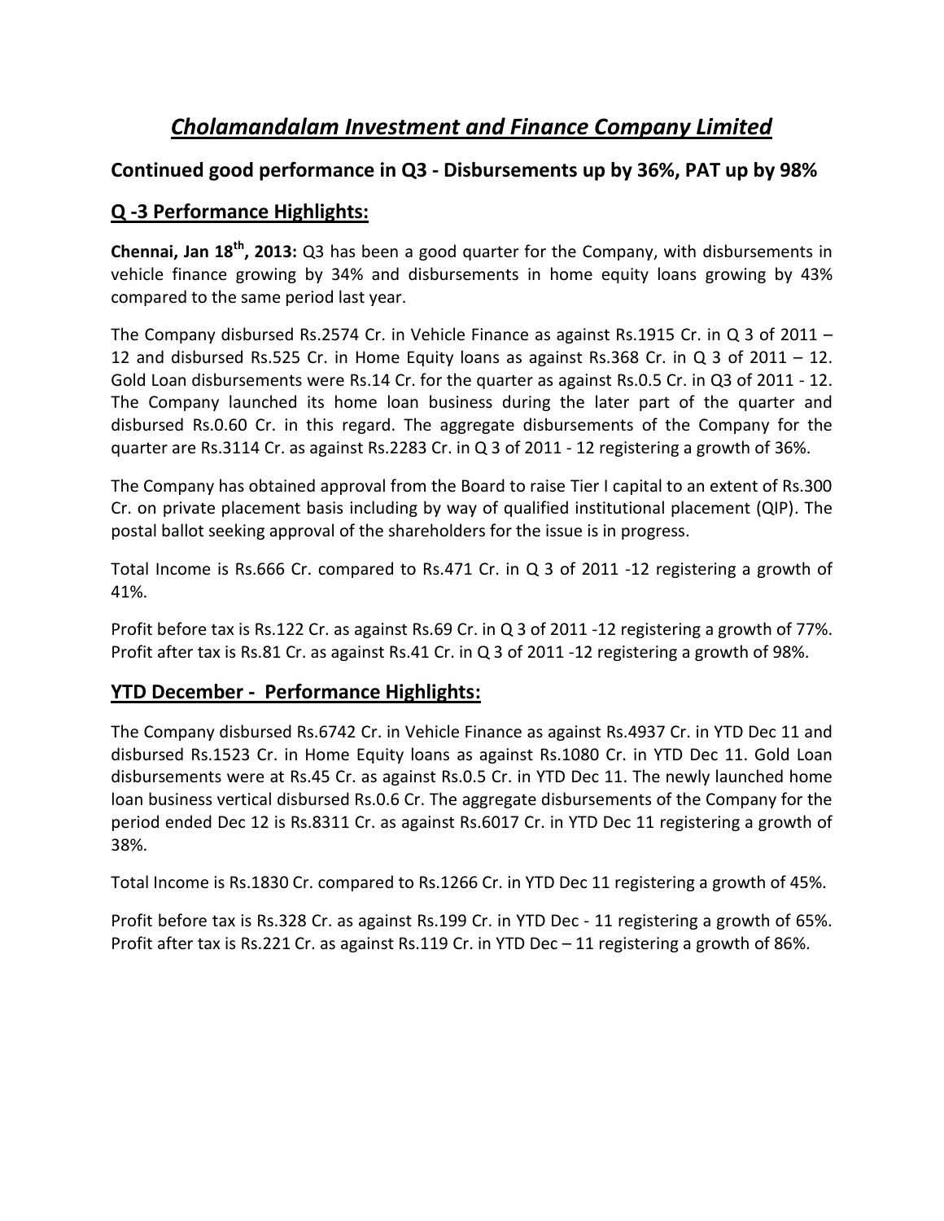# *Cholamandalam Investment and Finance Company Limited*

## Continued good performance in Q3 - Disbursements up by 36%, PAT up by 98%

## Q -3 Performance Highlights:

**Chennai, Jan 18th, 2013:** Q3 has been a good quarter for the Company, with disbursements in vehicle finance growing by 34% and disbursements in home equity loans growing by 43% compared to the same period last year.

The Company disbursed Rs.2574 Cr. in Vehicle Finance as against Rs.1915 Cr. in Q 3 of 2011 – 12 and disbursed Rs.525 Cr. in Home Equity loans as against Rs.368 Cr. in Q 3 of 2011 – 12. Gold Loan disbursements were Rs.14 Cr. for the quarter as against Rs.0.5 Cr. in Q3 of 2011 - 12. The Company launched its home loan business during the later part of the quarter and disbursed Rs.0.60 Cr. in this regard. The aggregate disbursements of the Company for the quarter are Rs.3114 Cr. as against Rs.2283 Cr. in Q 3 of 2011 - 12 registering a growth of 36%.

The Company has obtained approval from the Board to raise Tier I capital to an extent of Rs.300 Cr. on private placement basis including by way of qualified institutional placement (QIP). The postal ballot seeking approval of the shareholders for the issue is in progress.

Total Income is Rs.666 Cr. compared to Rs.471 Cr. in Q 3 of 2011 -12 registering a growth of 41%.

Profit before tax is Rs.122 Cr. as against Rs.69 Cr. in Q 3 of 2011 -12 registering a growth of 77%. Profit after tax is Rs.81 Cr. as against Rs.41 Cr. in Q 3 of 2011 -12 registering a growth of 98%.

## YTD December - Performance Highlights:

The Company disbursed Rs.6742 Cr. in Vehicle Finance as against Rs.4937 Cr. in YTD Dec 11 and disbursed Rs.1523 Cr. in Home Equity loans as against Rs.1080 Cr. in YTD Dec 11. Gold Loan disbursements were at Rs.45 Cr. as against Rs.0.5 Cr. in YTD Dec 11. The newly launched home loan business vertical disbursed Rs.0.6 Cr. The aggregate disbursements of the Company for the period ended Dec 12 is Rs.8311 Cr. as against Rs.6017 Cr. in YTD Dec 11 registering a growth of 38%.

Total Income is Rs.1830 Cr. compared to Rs.1266 Cr. in YTD Dec 11 registering a growth of 45%.

Profit before tax is Rs.328 Cr. as against Rs.199 Cr. in YTD Dec - 11 registering a growth of 65%. Profit after tax is Rs.221 Cr. as against Rs.119 Cr. in YTD Dec – 11 registering a growth of 86%.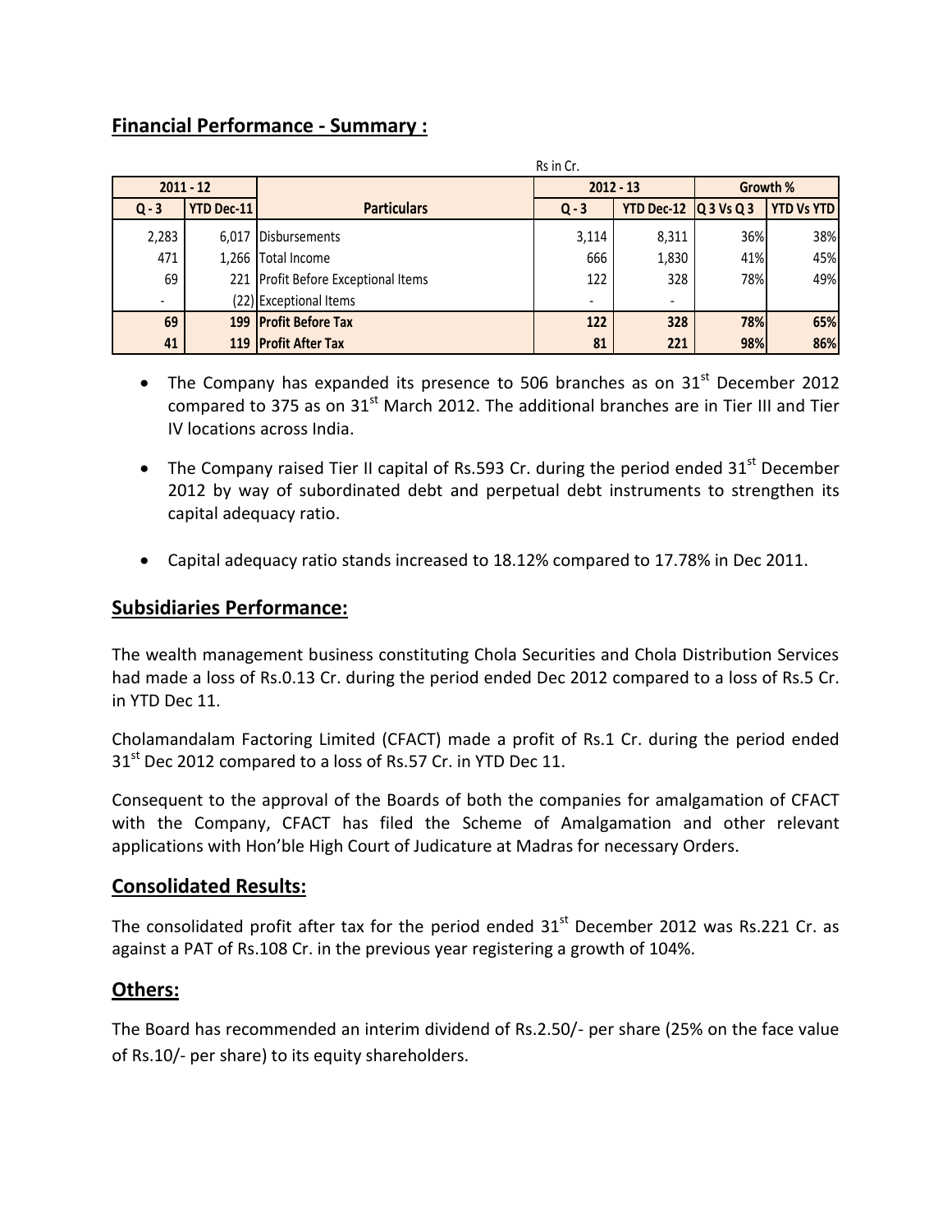## Financial Performance - Summary :

Rs in Cr.

| 2011 - 12 | | | 2012 - 13 | | Growth % | |
|---|---|---|---|---|---|---|
| Q - 3 | YTD Dec-11 | Particulars | Q - 3 | YTD Dec-12 | Q 3 Vs Q 3 | YTD Vs YTD |
| 2,283 | 6,017 | Disbursements | 3,114 | 8,311 | 36% | 38% |
| 471 | 1,266 | Total Income | 666 | 1,830 | 41% | 45% |
| 69 | 221 | Profit Before Exceptional Items | 122 | 328 | 78% | 49% |
| - | (22) | Exceptional Items | - | - | | |
| **69** | **199** | **Profit Before Tax** | **122** | **328** | **78%** | **65%** |
| **41** | **119** | **Profit After Tax** | **81** | **221** | **98%** | **86%** |

- The Company has expanded its presence to 506 branches as on 31st December 2012 compared to 375 as on 31st March 2012. The additional branches are in Tier III and Tier IV locations across India.
- The Company raised Tier II capital of Rs.593 Cr. during the period ended 31st December 2012 by way of subordinated debt and perpetual debt instruments to strengthen its capital adequacy ratio.
- Capital adequacy ratio stands increased to 18.12% compared to 17.78% in Dec 2011.

## Subsidiaries Performance:

The wealth management business constituting Chola Securities and Chola Distribution Services had made a loss of Rs.0.13 Cr. during the period ended Dec 2012 compared to a loss of Rs.5 Cr. in YTD Dec 11.

Cholamandalam Factoring Limited (CFACT) made a profit of Rs.1 Cr. during the period ended 31st Dec 2012 compared to a loss of Rs.57 Cr. in YTD Dec 11.

Consequent to the approval of the Boards of both the companies for amalgamation of CFACT with the Company, CFACT has filed the Scheme of Amalgamation and other relevant applications with Hon'ble High Court of Judicature at Madras for necessary Orders.

## Consolidated Results:

The consolidated profit after tax for the period ended 31st December 2012 was Rs.221 Cr. as against a PAT of Rs.108 Cr. in the previous year registering a growth of 104%.

## Others:

The Board has recommended an interim dividend of Rs.2.50/- per share (25% on the face value of Rs.10/- per share) to its equity shareholders.